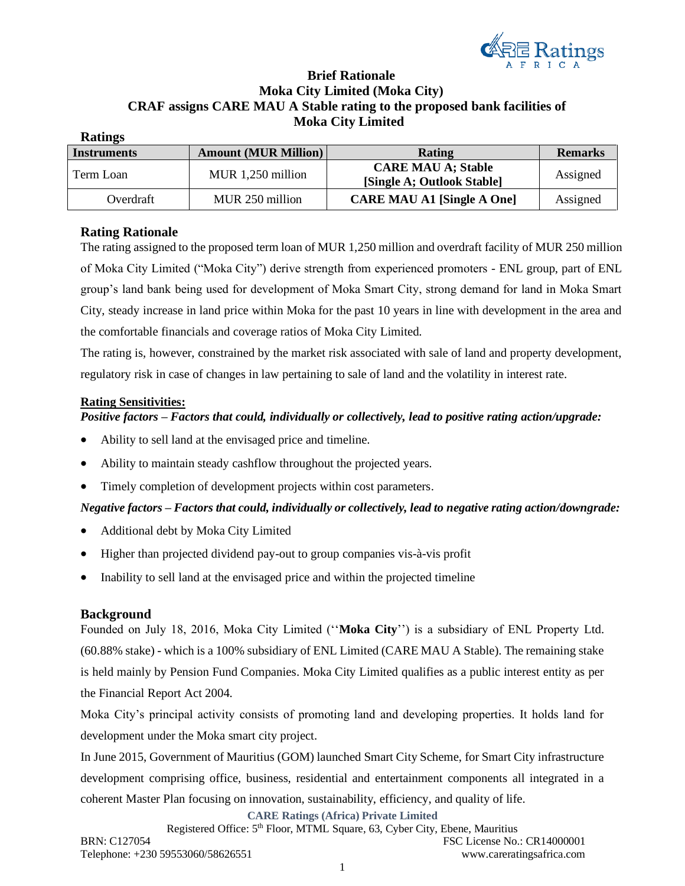# Brief Rationale
# Moka City Limited (Moka City)
# CRAF assigns CARE MAU A Stable rating to the proposed bank facilities of Moka City Limited

## Ratings

| Instruments | Amount (MUR Million) | Rating | Remarks |
|---|---|---|---|
| Term Loan | MUR 1,250 million | **CARE MAU A; Stable [Single A; Outlook Stable]** | Assigned |
| Overdraft | MUR 250 million | **CARE MAU A1 [Single A One]** | Assigned |

## Rating Rationale

The rating assigned to the proposed term loan of MUR 1,250 million and overdraft facility of MUR 250 million of Moka City Limited ("Moka City") derive strength from experienced promoters - ENL group, part of ENL group's land bank being used for development of Moka Smart City, strong demand for land in Moka Smart City, steady increase in land price within Moka for the past 10 years in line with development in the area and the comfortable financials and coverage ratios of Moka City Limited.

The rating is, however, constrained by the market risk associated with sale of land and property development, regulatory risk in case of changes in law pertaining to sale of land and the volatility in interest rate.

**Rating Sensitivities:**

***Positive factors – Factors that could, individually or collectively, lead to positive rating action/upgrade:***

- Ability to sell land at the envisaged price and timeline.
- Ability to maintain steady cashflow throughout the projected years.
- Timely completion of development projects within cost parameters.

***Negative factors – Factors that could, individually or collectively, lead to negative rating action/downgrade:***

- Additional debt by Moka City Limited
- Higher than projected dividend pay-out to group companies vis-à-vis profit
- Inability to sell land at the envisaged price and within the projected timeline

## Background

Founded on July 18, 2016, Moka City Limited (''**Moka City**'') is a subsidiary of ENL Property Ltd. (60.88% stake) - which is a 100% subsidiary of ENL Limited (CARE MAU A Stable). The remaining stake is held mainly by Pension Fund Companies. Moka City Limited qualifies as a public interest entity as per the Financial Report Act 2004.

Moka City's principal activity consists of promoting land and developing properties. It holds land for development under the Moka smart city project.

In June 2015, Government of Mauritius (GOM) launched Smart City Scheme, for Smart City infrastructure development comprising office, business, residential and entertainment components all integrated in a coherent Master Plan focusing on innovation, sustainability, efficiency, and quality of life.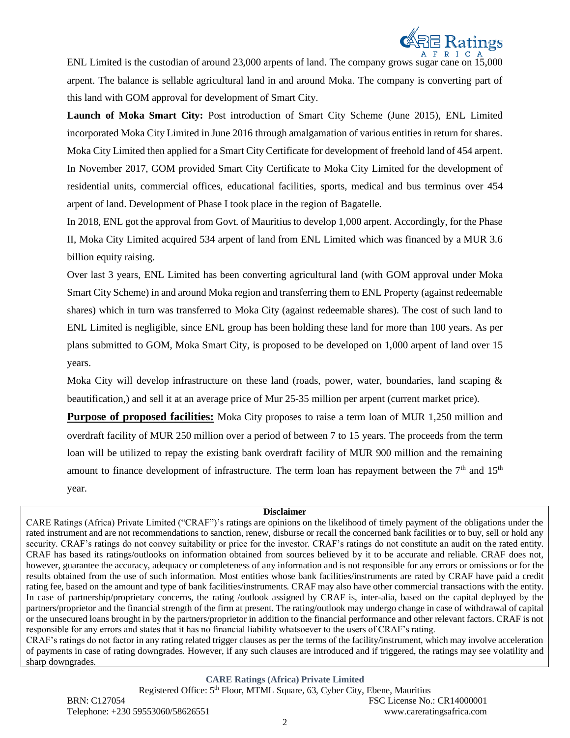ENL Limited is the custodian of around 23,000 arpents of land. The company grows sugar cane on 15,000 arpent. The balance is sellable agricultural land in and around Moka. The company is converting part of this land with GOM approval for development of Smart City.

**Launch of Moka Smart City:** Post introduction of Smart City Scheme (June 2015), ENL Limited incorporated Moka City Limited in June 2016 through amalgamation of various entities in return for shares. Moka City Limited then applied for a Smart City Certificate for development of freehold land of 454 arpent. In November 2017, GOM provided Smart City Certificate to Moka City Limited for the development of residential units, commercial offices, educational facilities, sports, medical and bus terminus over 454 arpent of land. Development of Phase I took place in the region of Bagatelle.

In 2018, ENL got the approval from Govt. of Mauritius to develop 1,000 arpent. Accordingly, for the Phase II, Moka City Limited acquired 534 arpent of land from ENL Limited which was financed by a MUR 3.6 billion equity raising.

Over last 3 years, ENL Limited has been converting agricultural land (with GOM approval under Moka Smart City Scheme) in and around Moka region and transferring them to ENL Property (against redeemable shares) which in turn was transferred to Moka City (against redeemable shares). The cost of such land to ENL Limited is negligible, since ENL group has been holding these land for more than 100 years. As per plans submitted to GOM, Moka Smart City, is proposed to be developed on 1,000 arpent of land over 15 years.

Moka City will develop infrastructure on these land (roads, power, water, boundaries, land scaping & beautification,) and sell it at an average price of Mur 25-35 million per arpent (current market price).

**Purpose of proposed facilities:** Moka City proposes to raise a term loan of MUR 1,250 million and overdraft facility of MUR 250 million over a period of between 7 to 15 years. The proceeds from the term loan will be utilized to repay the existing bank overdraft facility of MUR 900 million and the remaining amount to finance development of infrastructure. The term loan has repayment between the 7th and 15th year.

**Disclaimer**

CARE Ratings (Africa) Private Limited ("CRAF")'s ratings are opinions on the likelihood of timely payment of the obligations under the rated instrument and are not recommendations to sanction, renew, disburse or recall the concerned bank facilities or to buy, sell or hold any security. CRAF's ratings do not convey suitability or price for the investor. CRAF's ratings do not constitute an audit on the rated entity. CRAF has based its ratings/outlooks on information obtained from sources believed by it to be accurate and reliable. CRAF does not, however, guarantee the accuracy, adequacy or completeness of any information and is not responsible for any errors or omissions or for the results obtained from the use of such information. Most entities whose bank facilities/instruments are rated by CRAF have paid a credit rating fee, based on the amount and type of bank facilities/instruments. CRAF may also have other commercial transactions with the entity. In case of partnership/proprietary concerns, the rating /outlook assigned by CRAF is, inter-alia, based on the capital deployed by the partners/proprietor and the financial strength of the firm at present. The rating/outlook may undergo change in case of withdrawal of capital or the unsecured loans brought in by the partners/proprietor in addition to the financial performance and other relevant factors. CRAF is not responsible for any errors and states that it has no financial liability whatsoever to the users of CRAF's rating.

CRAF's ratings do not factor in any rating related trigger clauses as per the terms of the facility/instrument, which may involve acceleration of payments in case of rating downgrades. However, if any such clauses are introduced and if triggered, the ratings may see volatility and sharp downgrades.

**CARE Ratings (Africa) Private Limited**

Registered Office: 5th Floor, MTML Square, 63, Cyber City, Ebene, Mauritius

BRN: C127054 FSC License No.: CR14000001

Telephone: +230 59553060/58626551 www.careratingsafrica.com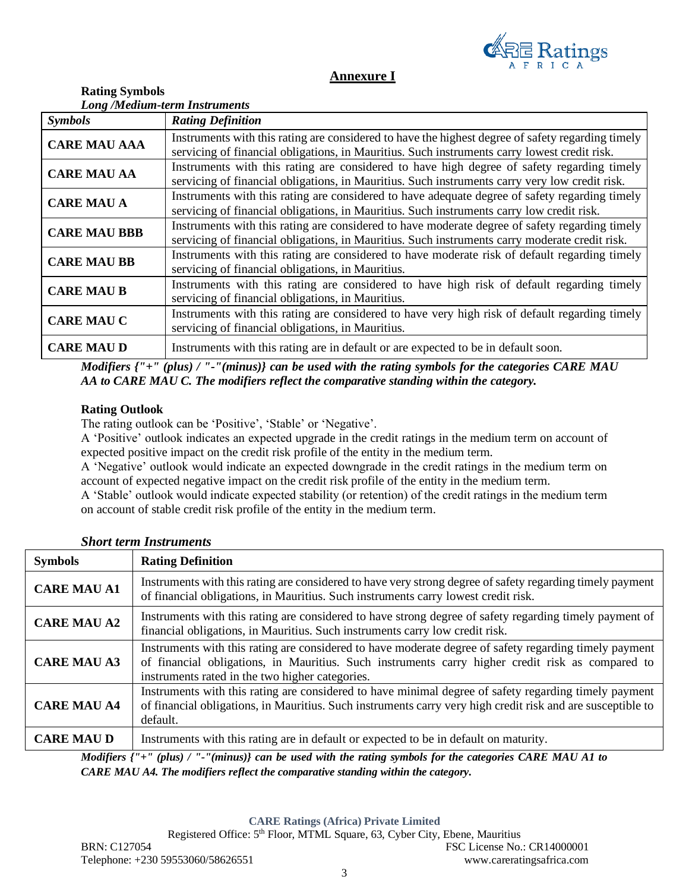## Annexure I

**Rating Symbols**

***Long /Medium-term Instruments***

| ***Symbols*** | ***Rating Definition*** |
|---|---|
| **CARE MAU AAA** | Instruments with this rating are considered to have the highest degree of safety regarding timely servicing of financial obligations, in Mauritius. Such instruments carry lowest credit risk. |
| **CARE MAU AA** | Instruments with this rating are considered to have high degree of safety regarding timely servicing of financial obligations, in Mauritius. Such instruments carry very low credit risk. |
| **CARE MAU A** | Instruments with this rating are considered to have adequate degree of safety regarding timely servicing of financial obligations, in Mauritius. Such instruments carry low credit risk. |
| **CARE MAU BBB** | Instruments with this rating are considered to have moderate degree of safety regarding timely servicing of financial obligations, in Mauritius. Such instruments carry moderate credit risk. |
| **CARE MAU BB** | Instruments with this rating are considered to have moderate risk of default regarding timely servicing of financial obligations, in Mauritius. |
| **CARE MAU B** | Instruments with this rating are considered to have high risk of default regarding timely servicing of financial obligations, in Mauritius. |
| **CARE MAU C** | Instruments with this rating are considered to have very high risk of default regarding timely servicing of financial obligations, in Mauritius. |
| **CARE MAU D** | Instruments with this rating are in default or are expected to be in default soon. |

***Modifiers {"+" (plus) / "-"(minus)} can be used with the rating symbols for the categories CARE MAU AA to CARE MAU C. The modifiers reflect the comparative standing within the category.***

**Rating Outlook**

The rating outlook can be 'Positive', 'Stable' or 'Negative'.

A 'Positive' outlook indicates an expected upgrade in the credit ratings in the medium term on account of expected positive impact on the credit risk profile of the entity in the medium term.

A 'Negative' outlook would indicate an expected downgrade in the credit ratings in the medium term on account of expected negative impact on the credit risk profile of the entity in the medium term.

A 'Stable' outlook would indicate expected stability (or retention) of the credit ratings in the medium term on account of stable credit risk profile of the entity in the medium term.

***Short term Instruments***

| **Symbols** | **Rating Definition** |
|---|---|
| **CARE MAU A1** | Instruments with this rating are considered to have very strong degree of safety regarding timely payment of financial obligations, in Mauritius. Such instruments carry lowest credit risk. |
| **CARE MAU A2** | Instruments with this rating are considered to have strong degree of safety regarding timely payment of financial obligations, in Mauritius. Such instruments carry low credit risk. |
| **CARE MAU A3** | Instruments with this rating are considered to have moderate degree of safety regarding timely payment of financial obligations, in Mauritius. Such instruments carry higher credit risk as compared to instruments rated in the two higher categories. |
| **CARE MAU A4** | Instruments with this rating are considered to have minimal degree of safety regarding timely payment of financial obligations, in Mauritius. Such instruments carry very high credit risk and are susceptible to default. |
| **CARE MAU D** | Instruments with this rating are in default or expected to be in default on maturity. |

***Modifiers {"+" (plus) / "-"(minus)} can be used with the rating symbols for the categories CARE MAU A1 to CARE MAU A4. The modifiers reflect the comparative standing within the category.***

**CARE Ratings (Africa) Private Limited**

Registered Office: 5th Floor, MTML Square, 63, Cyber City, Ebene, Mauritius

BRN: C127054 FSC License No.: CR14000001

Telephone: +230 59553060/58626551 www.careratingsafrica.com